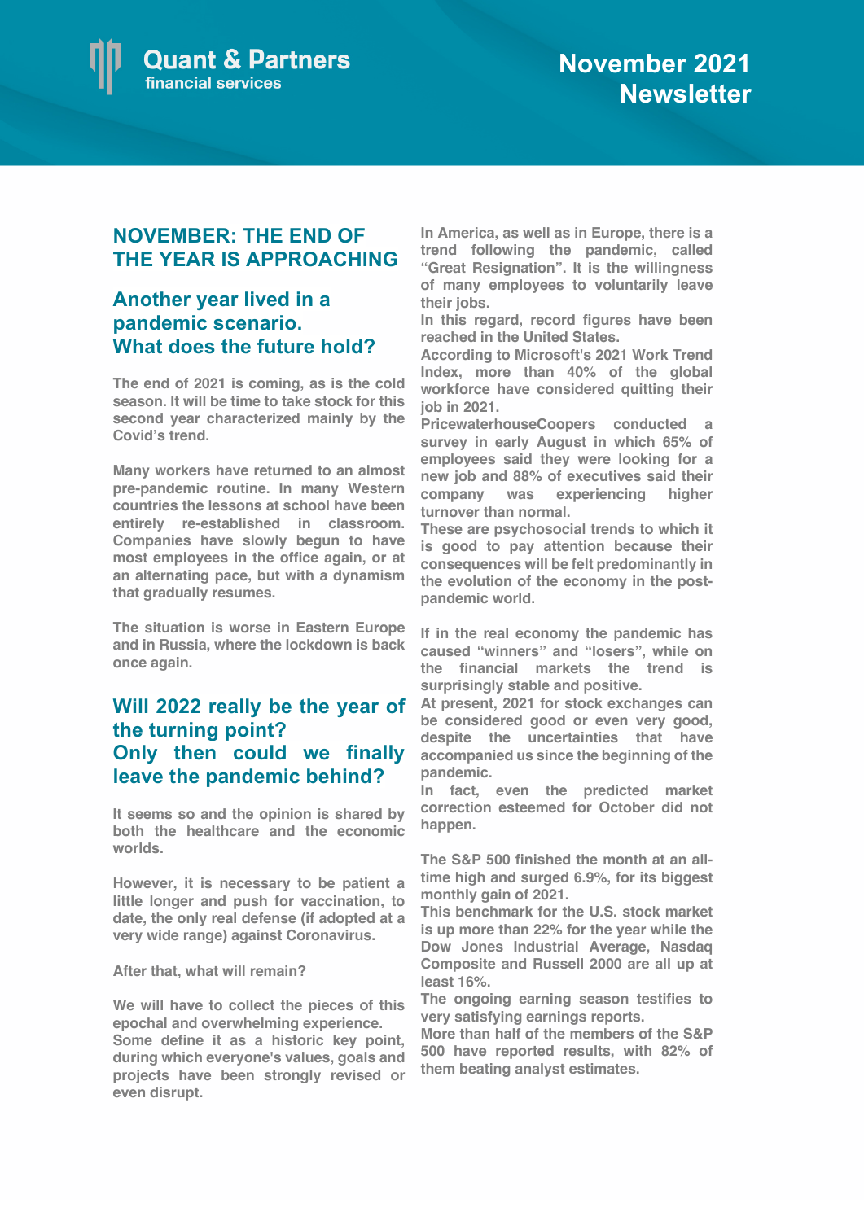Quant & Partners
financial services

# November 2021 Newsletter

## NOVEMBER: THE END OF THE YEAR IS APPROACHING

### Another year lived in a pandemic scenario. What does the future hold?

The end of 2021 is coming, as is the cold season. It will be time to take stock for this second year characterized mainly by the Covid's trend.

Many workers have returned to an almost pre-pandemic routine. In many Western countries the lessons at school have been entirely re-established in classroom. Companies have slowly begun to have most employees in the office again, or at an alternating pace, but with a dynamism that gradually resumes.

The situation is worse in Eastern Europe and in Russia, where the lockdown is back once again.

### Will 2022 really be the year of the turning point? Only then could we finally leave the pandemic behind?

It seems so and the opinion is shared by both the healthcare and the economic worlds.

However, it is necessary to be patient a little longer and push for vaccination, to date, the only real defense (if adopted at a very wide range) against Coronavirus.

After that, what will remain?

We will have to collect the pieces of this epochal and overwhelming experience.
Some define it as a historic key point, during which everyone's values, goals and projects have been strongly revised or even disrupt.

In America, as well as in Europe, there is a trend following the pandemic, called "Great Resignation". It is the willingness of many employees to voluntarily leave their jobs.
In this regard, record figures have been reached in the United States.
According to Microsoft's 2021 Work Trend Index, more than 40% of the global workforce have considered quitting their job in 2021.
PricewaterhouseCoopers conducted a survey in early August in which 65% of employees said they were looking for a new job and 88% of executives said their company was experiencing higher turnover than normal.
These are psychosocial trends to which it is good to pay attention because their consequences will be felt predominantly in the evolution of the economy in the post-pandemic world.

If in the real economy the pandemic has caused "winners" and "losers", while on the financial markets the trend is surprisingly stable and positive.
At present, 2021 for stock exchanges can be considered good or even very good, despite the uncertainties that have accompanied us since the beginning of the pandemic.
In fact, even the predicted market correction esteemed for October did not happen.

The S&P 500 finished the month at an all-time high and surged 6.9%, for its biggest monthly gain of 2021.
This benchmark for the U.S. stock market is up more than 22% for the year while the Dow Jones Industrial Average, Nasdaq Composite and Russell 2000 are all up at least 16%.
The ongoing earning season testifies to very satisfying earnings reports.
More than half of the members of the S&P 500 have reported results, with 82% of them beating analyst estimates.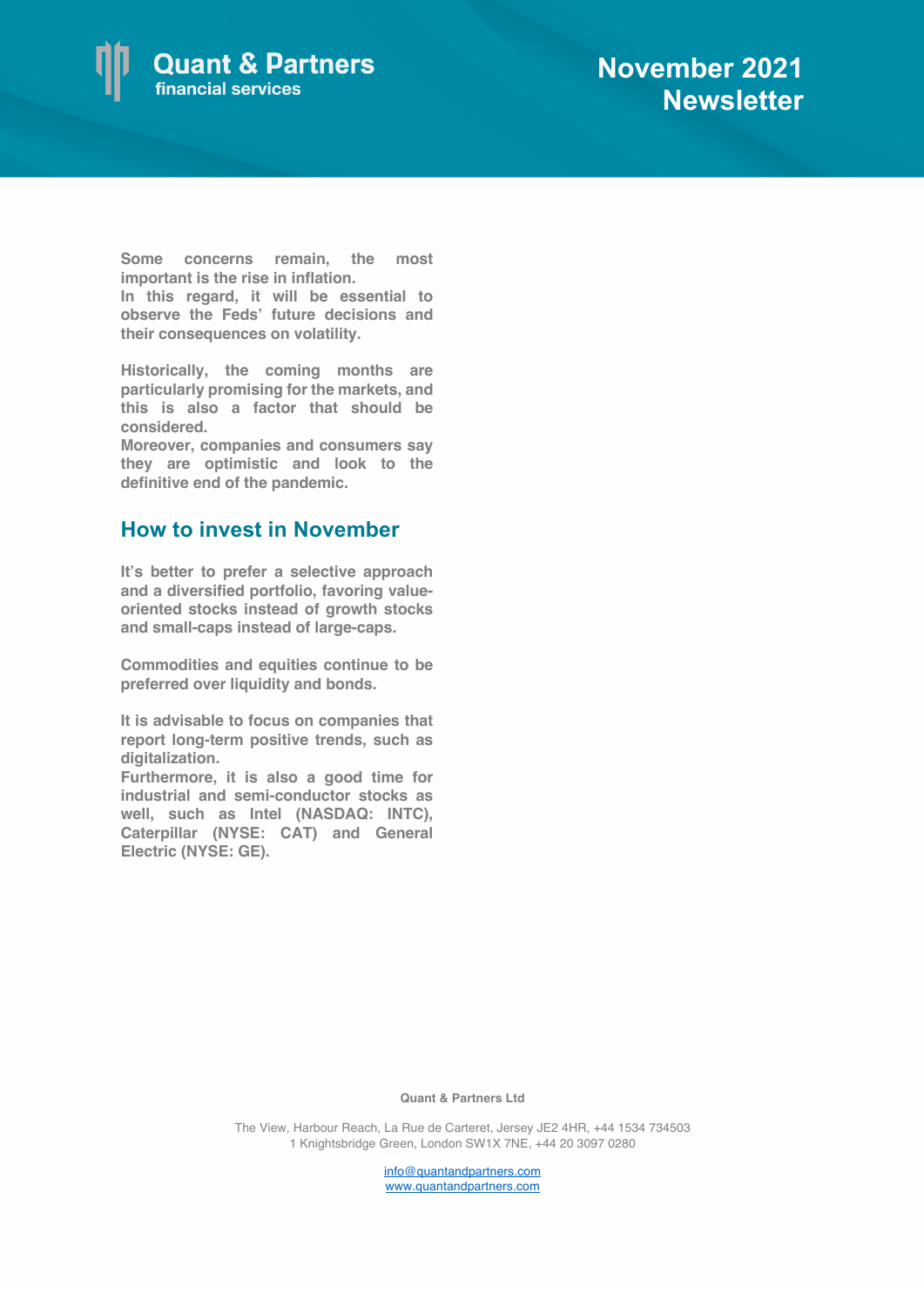Some concerns remain, the most important is the rise in inflation.
In this regard, it will be essential to observe the Feds' future decisions and their consequences on volatility.

Historically, the coming months are particularly promising for the markets, and this is also a factor that should be considered.
Moreover, companies and consumers say they are optimistic and look to the definitive end of the pandemic.

## How to invest in November

It's better to prefer a selective approach and a diversified portfolio, favoring value-oriented stocks instead of growth stocks and small-caps instead of large-caps.

Commodities and equities continue to be preferred over liquidity and bonds.

It is advisable to focus on companies that report long-term positive trends, such as digitalization.
Furthermore, it is also a good time for industrial and semi-conductor stocks as well, such as Intel (NASDAQ: INTC), Caterpillar (NYSE: CAT) and General Electric (NYSE: GE).

**Quant & Partners Ltd**

The View, Harbour Reach, La Rue de Carteret, Jersey JE2 4HR, +44 1534 734503
1 Knightsbridge Green, London SW1X 7NE, +44 20 3097 0280

info@quantandpartners.com
www.quantandpartners.com